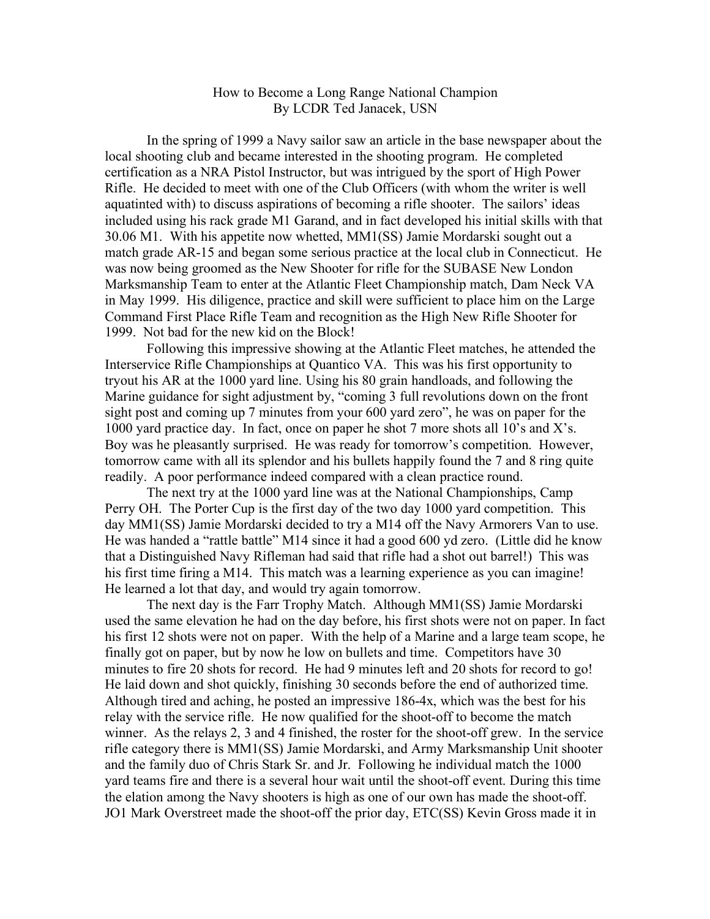# How to Become a Long Range National Champion
By LCDR Ted Janacek, USN

In the spring of 1999 a Navy sailor saw an article in the base newspaper about the local shooting club and became interested in the shooting program. He completed certification as a NRA Pistol Instructor, but was intrigued by the sport of High Power Rifle. He decided to meet with one of the Club Officers (with whom the writer is well aquatinted with) to discuss aspirations of becoming a rifle shooter. The sailors' ideas included using his rack grade M1 Garand, and in fact developed his initial skills with that 30.06 M1. With his appetite now whetted, MM1(SS) Jamie Mordarski sought out a match grade AR-15 and began some serious practice at the local club in Connecticut. He was now being groomed as the New Shooter for rifle for the SUBASE New London Marksmanship Team to enter at the Atlantic Fleet Championship match, Dam Neck VA in May 1999. His diligence, practice and skill were sufficient to place him on the Large Command First Place Rifle Team and recognition as the High New Rifle Shooter for 1999. Not bad for the new kid on the Block!

Following this impressive showing at the Atlantic Fleet matches, he attended the Interservice Rifle Championships at Quantico VA. This was his first opportunity to tryout his AR at the 1000 yard line. Using his 80 grain handloads, and following the Marine guidance for sight adjustment by, "coming 3 full revolutions down on the front sight post and coming up 7 minutes from your 600 yard zero", he was on paper for the 1000 yard practice day. In fact, once on paper he shot 7 more shots all 10's and X's. Boy was he pleasantly surprised. He was ready for tomorrow's competition. However, tomorrow came with all its splendor and his bullets happily found the 7 and 8 ring quite readily. A poor performance indeed compared with a clean practice round.

The next try at the 1000 yard line was at the National Championships, Camp Perry OH. The Porter Cup is the first day of the two day 1000 yard competition. This day MM1(SS) Jamie Mordarski decided to try a M14 off the Navy Armorers Van to use. He was handed a "rattle battle" M14 since it had a good 600 yd zero. (Little did he know that a Distinguished Navy Rifleman had said that rifle had a shot out barrel!) This was his first time firing a M14. This match was a learning experience as you can imagine! He learned a lot that day, and would try again tomorrow.

The next day is the Farr Trophy Match. Although MM1(SS) Jamie Mordarski used the same elevation he had on the day before, his first shots were not on paper. In fact his first 12 shots were not on paper. With the help of a Marine and a large team scope, he finally got on paper, but by now he low on bullets and time. Competitors have 30 minutes to fire 20 shots for record. He had 9 minutes left and 20 shots for record to go! He laid down and shot quickly, finishing 30 seconds before the end of authorized time. Although tired and aching, he posted an impressive 186-4x, which was the best for his relay with the service rifle. He now qualified for the shoot-off to become the match winner. As the relays 2, 3 and 4 finished, the roster for the shoot-off grew. In the service rifle category there is MM1(SS) Jamie Mordarski, and Army Marksmanship Unit shooter and the family duo of Chris Stark Sr. and Jr. Following he individual match the 1000 yard teams fire and there is a several hour wait until the shoot-off event. During this time the elation among the Navy shooters is high as one of our own has made the shoot-off. JO1 Mark Overstreet made the shoot-off the prior day, ETC(SS) Kevin Gross made it in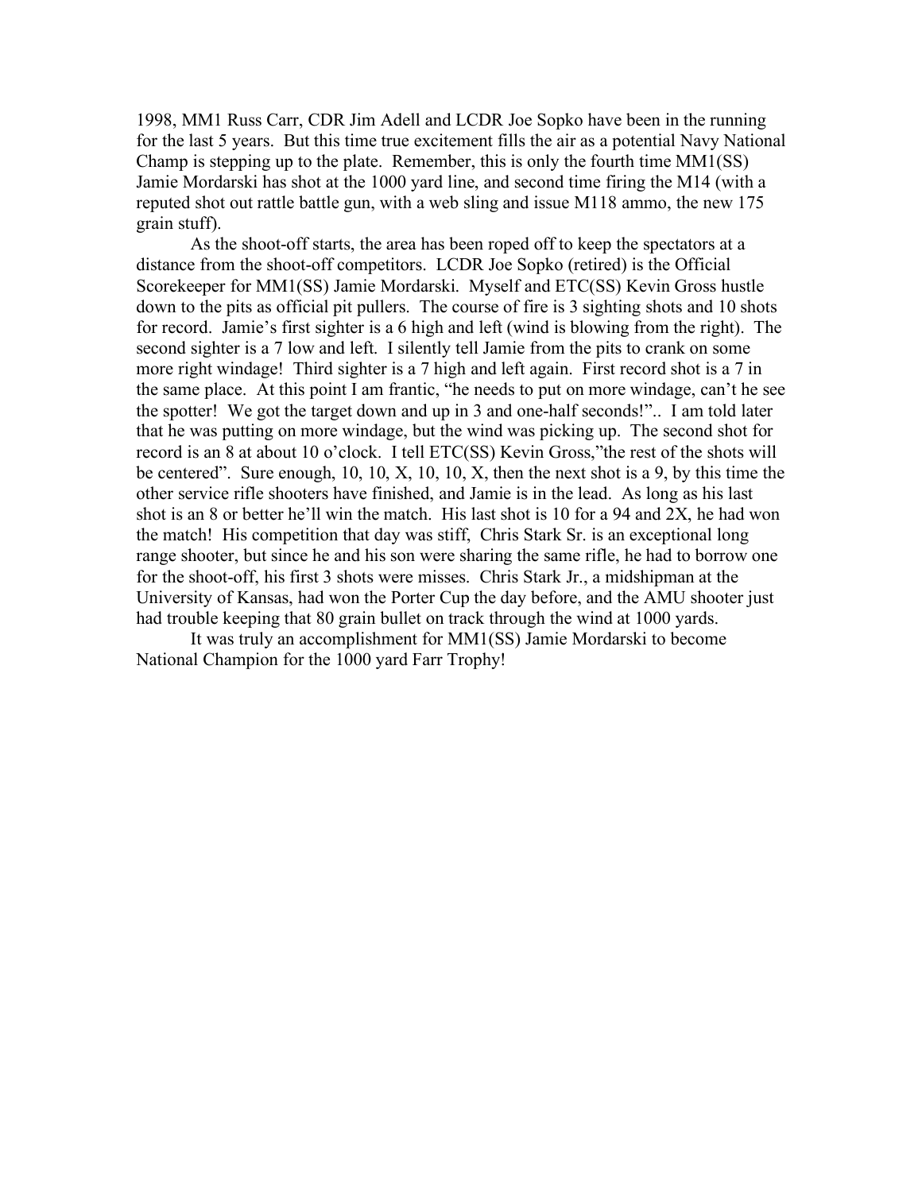1998, MM1 Russ Carr, CDR Jim Adell and LCDR Joe Sopko have been in the running for the last 5 years. But this time true excitement fills the air as a potential Navy National Champ is stepping up to the plate. Remember, this is only the fourth time MM1(SS) Jamie Mordarski has shot at the 1000 yard line, and second time firing the M14 (with a reputed shot out rattle battle gun, with a web sling and issue M118 ammo, the new 175 grain stuff).

As the shoot-off starts, the area has been roped off to keep the spectators at a distance from the shoot-off competitors. LCDR Joe Sopko (retired) is the Official Scorekeeper for MM1(SS) Jamie Mordarski. Myself and ETC(SS) Kevin Gross hustle down to the pits as official pit pullers. The course of fire is 3 sighting shots and 10 shots for record. Jamie's first sighter is a 6 high and left (wind is blowing from the right). The second sighter is a 7 low and left. I silently tell Jamie from the pits to crank on some more right windage! Third sighter is a 7 high and left again. First record shot is a 7 in the same place. At this point I am frantic, "he needs to put on more windage, can't he see the spotter! We got the target down and up in 3 and one-half seconds!".. I am told later that he was putting on more windage, but the wind was picking up. The second shot for record is an 8 at about 10 o'clock. I tell ETC(SS) Kevin Gross,"the rest of the shots will be centered". Sure enough, 10, 10, X, 10, 10, X, then the next shot is a 9, by this time the other service rifle shooters have finished, and Jamie is in the lead. As long as his last shot is an 8 or better he'll win the match. His last shot is 10 for a 94 and 2X, he had won the match! His competition that day was stiff, Chris Stark Sr. is an exceptional long range shooter, but since he and his son were sharing the same rifle, he had to borrow one for the shoot-off, his first 3 shots were misses. Chris Stark Jr., a midshipman at the University of Kansas, had won the Porter Cup the day before, and the AMU shooter just had trouble keeping that 80 grain bullet on track through the wind at 1000 yards.

It was truly an accomplishment for MM1(SS) Jamie Mordarski to become National Champion for the 1000 yard Farr Trophy!